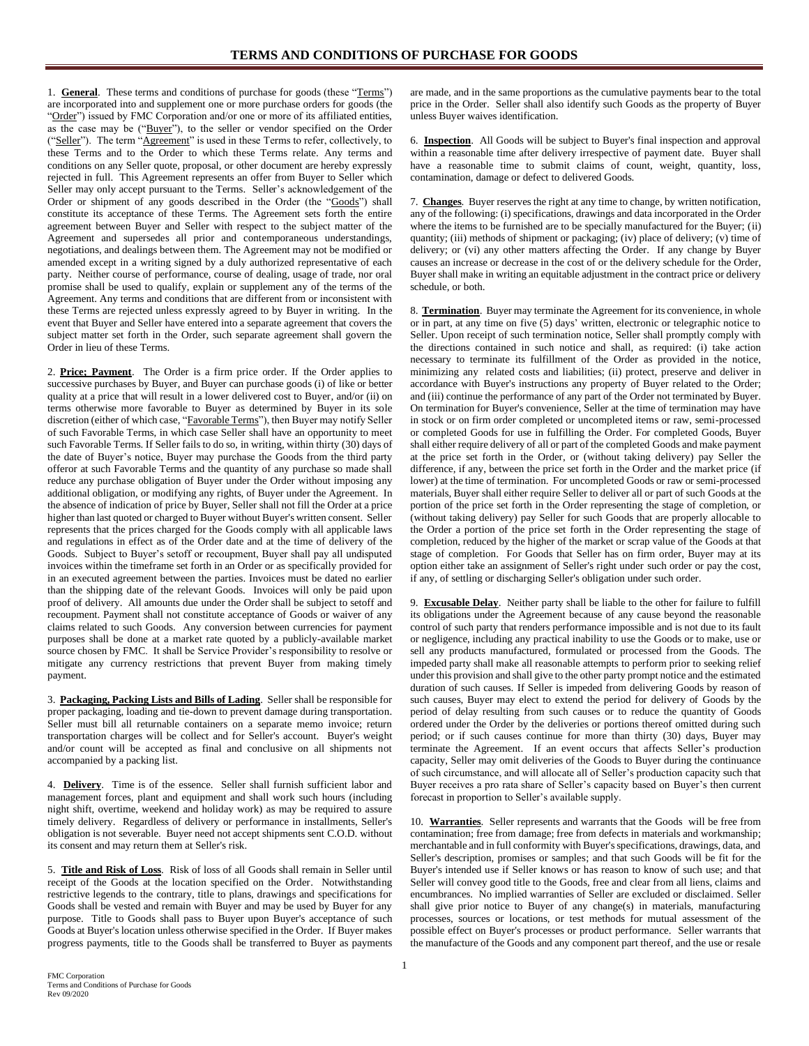# TERMS AND CONDITIONS OF PURCHASE FOR GOODS

1. **General**. These terms and conditions of purchase for goods (these "Terms") are incorporated into and supplement one or more purchase orders for goods (the "Order") issued by FMC Corporation and/or one or more of its affiliated entities, as the case may be ("Buyer"), to the seller or vendor specified on the Order ("Seller"). The term "Agreement" is used in these Terms to refer, collectively, to these Terms and to the Order to which these Terms relate. Any terms and conditions on any Seller quote, proposal, or other document are hereby expressly rejected in full. This Agreement represents an offer from Buyer to Seller which Seller may only accept pursuant to the Terms. Seller's acknowledgement of the Order or shipment of any goods described in the Order (the "Goods") shall constitute its acceptance of these Terms. The Agreement sets forth the entire agreement between Buyer and Seller with respect to the subject matter of the Agreement and supersedes all prior and contemporaneous understandings, negotiations, and dealings between them. The Agreement may not be modified or amended except in a writing signed by a duly authorized representative of each party. Neither course of performance, course of dealing, usage of trade, nor oral promise shall be used to qualify, explain or supplement any of the terms of the Agreement. Any terms and conditions that are different from or inconsistent with these Terms are rejected unless expressly agreed to by Buyer in writing. In the event that Buyer and Seller have entered into a separate agreement that covers the subject matter set forth in the Order, such separate agreement shall govern the Order in lieu of these Terms.

2. **Price; Payment**. The Order is a firm price order. If the Order applies to successive purchases by Buyer, and Buyer can purchase goods (i) of like or better quality at a price that will result in a lower delivered cost to Buyer, and/or (ii) on terms otherwise more favorable to Buyer as determined by Buyer in its sole discretion (either of which case, "Favorable Terms"), then Buyer may notify Seller of such Favorable Terms, in which case Seller shall have an opportunity to meet such Favorable Terms. If Seller fails to do so, in writing, within thirty (30) days of the date of Buyer's notice, Buyer may purchase the Goods from the third party offeror at such Favorable Terms and the quantity of any purchase so made shall reduce any purchase obligation of Buyer under the Order without imposing any additional obligation, or modifying any rights, of Buyer under the Agreement. In the absence of indication of price by Buyer, Seller shall not fill the Order at a price higher than last quoted or charged to Buyer without Buyer's written consent. Seller represents that the prices charged for the Goods comply with all applicable laws and regulations in effect as of the Order date and at the time of delivery of the Goods. Subject to Buyer's setoff or recoupment, Buyer shall pay all undisputed invoices within the timeframe set forth in an Order or as specifically provided for in an executed agreement between the parties. Invoices must be dated no earlier than the shipping date of the relevant Goods. Invoices will only be paid upon proof of delivery. All amounts due under the Order shall be subject to setoff and recoupment. Payment shall not constitute acceptance of Goods or waiver of any claims related to such Goods. Any conversion between currencies for payment purposes shall be done at a market rate quoted by a publicly-available market source chosen by FMC. It shall be Service Provider's responsibility to resolve or mitigate any currency restrictions that prevent Buyer from making timely payment.

3. **Packaging, Packing Lists and Bills of Lading**. Seller shall be responsible for proper packaging, loading and tie-down to prevent damage during transportation. Seller must bill all returnable containers on a separate memo invoice; return transportation charges will be collect and for Seller's account. Buyer's weight and/or count will be accepted as final and conclusive on all shipments not accompanied by a packing list.

4. **Delivery**. Time is of the essence. Seller shall furnish sufficient labor and management forces, plant and equipment and shall work such hours (including night shift, overtime, weekend and holiday work) as may be required to assure timely delivery. Regardless of delivery or performance in installments, Seller's obligation is not severable. Buyer need not accept shipments sent C.O.D. without its consent and may return them at Seller's risk.

5. **Title and Risk of Loss**. Risk of loss of all Goods shall remain in Seller until receipt of the Goods at the location specified on the Order. Notwithstanding restrictive legends to the contrary, title to plans, drawings and specifications for Goods shall be vested and remain with Buyer and may be used by Buyer for any purpose. Title to Goods shall pass to Buyer upon Buyer's acceptance of such Goods at Buyer's location unless otherwise specified in the Order. If Buyer makes progress payments, title to the Goods shall be transferred to Buyer as payments are made, and in the same proportions as the cumulative payments bear to the total price in the Order. Seller shall also identify such Goods as the property of Buyer unless Buyer waives identification.

6. **Inspection**. All Goods will be subject to Buyer's final inspection and approval within a reasonable time after delivery irrespective of payment date. Buyer shall have a reasonable time to submit claims of count, weight, quantity, loss, contamination, damage or defect to delivered Goods.

7. **Changes**. Buyer reserves the right at any time to change, by written notification, any of the following: (i) specifications, drawings and data incorporated in the Order where the items to be furnished are to be specially manufactured for the Buyer; (ii) quantity; (iii) methods of shipment or packaging; (iv) place of delivery; (v) time of delivery; or (vi) any other matters affecting the Order. If any change by Buyer causes an increase or decrease in the cost of or the delivery schedule for the Order, Buyer shall make in writing an equitable adjustment in the contract price or delivery schedule, or both.

8. **Termination**. Buyer may terminate the Agreement for its convenience, in whole or in part, at any time on five (5) days' written, electronic or telegraphic notice to Seller. Upon receipt of such termination notice, Seller shall promptly comply with the directions contained in such notice and shall, as required: (i) take action necessary to terminate its fulfillment of the Order as provided in the notice, minimizing any related costs and liabilities; (ii) protect, preserve and deliver in accordance with Buyer's instructions any property of Buyer related to the Order; and (iii) continue the performance of any part of the Order not terminated by Buyer. On termination for Buyer's convenience, Seller at the time of termination may have in stock or on firm order completed or uncompleted items or raw, semi-processed or completed Goods for use in fulfilling the Order. For completed Goods, Buyer shall either require delivery of all or part of the completed Goods and make payment at the price set forth in the Order, or (without taking delivery) pay Seller the difference, if any, between the price set forth in the Order and the market price (if lower) at the time of termination. For uncompleted Goods or raw or semi-processed materials, Buyer shall either require Seller to deliver all or part of such Goods at the portion of the price set forth in the Order representing the stage of completion, or (without taking delivery) pay Seller for such Goods that are properly allocable to the Order a portion of the price set forth in the Order representing the stage of completion, reduced by the higher of the market or scrap value of the Goods at that stage of completion. For Goods that Seller has on firm order, Buyer may at its option either take an assignment of Seller's right under such order or pay the cost, if any, of settling or discharging Seller's obligation under such order.

9. **Excusable Delay**. Neither party shall be liable to the other for failure to fulfill its obligations under the Agreement because of any cause beyond the reasonable control of such party that renders performance impossible and is not due to its fault or negligence, including any practical inability to use the Goods or to make, use or sell any products manufactured, formulated or processed from the Goods. The impeded party shall make all reasonable attempts to perform prior to seeking relief under this provision and shall give to the other party prompt notice and the estimated duration of such causes. If Seller is impeded from delivering Goods by reason of such causes, Buyer may elect to extend the period for delivery of Goods by the period of delay resulting from such causes or to reduce the quantity of Goods ordered under the Order by the deliveries or portions thereof omitted during such period; or if such causes continue for more than thirty (30) days, Buyer may terminate the Agreement. If an event occurs that affects Seller's production capacity, Seller may omit deliveries of the Goods to Buyer during the continuance of such circumstance, and will allocate all of Seller's production capacity such that Buyer receives a pro rata share of Seller's capacity based on Buyer's then current forecast in proportion to Seller's available supply.

10. **Warranties**. Seller represents and warrants that the Goods will be free from contamination; free from damage; free from defects in materials and workmanship; merchantable and in full conformity with Buyer's specifications, drawings, data, and Seller's description, promises or samples; and that such Goods will be fit for the Buyer's intended use if Seller knows or has reason to know of such use; and that Seller will convey good title to the Goods, free and clear from all liens, claims and encumbrances. No implied warranties of Seller are excluded or disclaimed. Seller shall give prior notice to Buyer of any change(s) in materials, manufacturing processes, sources or locations, or test methods for mutual assessment of the possible effect on Buyer's processes or product performance. Seller warrants that the manufacture of the Goods and any component part thereof, and the use or resale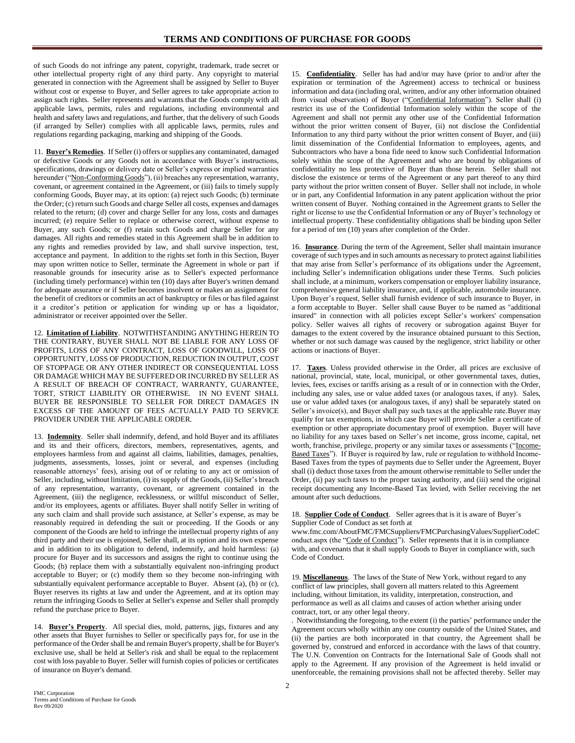of such Goods do not infringe any patent, copyright, trademark, trade secret or other intellectual property right of any third party. Any copyright to material generated in connection with the Agreement shall be assigned by Seller to Buyer without cost or expense to Buyer, and Seller agrees to take appropriate action to assign such rights. Seller represents and warrants that the Goods comply with all applicable laws, permits, rules and regulations, including environmental and health and safety laws and regulations, and further, that the delivery of such Goods (if arranged by Seller) complies with all applicable laws, permits, rules and regulations regarding packaging, marking and shipping of the Goods.

11. **Buyer's Remedies**. If Seller (i) offers or supplies any contaminated, damaged or defective Goods or any Goods not in accordance with Buyer's instructions, specifications, drawings or delivery date or Seller's express or implied warranties hereunder ("Non-Conforming Goods"), (ii) breaches any representation, warranty, covenant, or agreement contained in the Agreement, or (iii) fails to timely supply conforming Goods, Buyer may, at its option: (a) reject such Goods; (b) terminate the Order; (c) return such Goods and charge Seller all costs, expenses and damages related to the return; (d) cover and charge Seller for any loss, costs and damages incurred; (e) require Seller to replace or otherwise correct, without expense to Buyer, any such Goods; or (f) retain such Goods and charge Seller for any damages. All rights and remedies stated in this Agreement shall be in addition to any rights and remedies provided by law, and shall survive inspection, test, acceptance and payment. In addition to the rights set forth in this Section, Buyer may upon written notice to Seller, terminate the Agreement in whole or part if reasonable grounds for insecurity arise as to Seller's expected performance (including timely performance) within ten (10) days after Buyer's written demand for adequate assurance or if Seller becomes insolvent or makes an assignment for the benefit of creditors or commits an act of bankruptcy or files or has filed against it a creditor's petition or application for winding up or has a liquidator, administrator or receiver appointed over the Seller.

12. **Limitation of Liability**. NOTWITHSTANDING ANYTHING HEREIN TO THE CONTRARY, BUYER SHALL NOT BE LIABLE FOR ANY LOSS OF PROFITS, LOSS OF ANY CONTRACT, LOSS OF GOODWILL, LOSS OF OPPORTUNITY, LOSS OF PRODUCTION, REDUCTION IN OUTPUT, COST OF STOPPAGE OR ANY OTHER INDIRECT OR CONSEQUENTIAL LOSS OR DAMAGE WHICH MAY BE SUFFERED OR INCURRED BY SELLER AS A RESULT OF BREACH OF CONTRACT, WARRANTY, GUARANTEE, TORT, STRICT LIABILITY OR OTHERWISE. IN NO EVENT SHALL BUYER BE RESPONSIBLE TO SELLER FOR DIRECT DAMAGES IN EXCESS OF THE AMOUNT OF FEES ACTUALLY PAID TO SERVICE PROVIDER UNDER THE APPLICABLE ORDER.

13. **Indemnity**. Seller shall indemnify, defend, and hold Buyer and its affiliates and its and their officers, directors, members, representatives, agents, and employees harmless from and against all claims, liabilities, damages, penalties, judgments, assessments, losses, joint or several, and expenses (including reasonable attorneys' fees), arising out of or relating to any act or omission of Seller, including, without limitation, (i) its supply of the Goods, (ii) Seller's breach of any representation, warranty, covenant, or agreement contained in the Agreement, (iii) the negligence, recklessness, or willful misconduct of Seller, and/or its employees, agents or affiliates. Buyer shall notify Seller in writing of any such claim and shall provide such assistance, at Seller's expense, as may be reasonably required in defending the suit or proceeding. If the Goods or any component of the Goods are held to infringe the intellectual property rights of any third party and their use is enjoined, Seller shall, at its option and its own expense and in addition to its obligation to defend, indemnify, and hold harmless: (a) procure for Buyer and its successors and assigns the right to continue using the Goods; (b) replace them with a substantially equivalent non-infringing product acceptable to Buyer; or (c) modify them so they become non-infringing with substantially equivalent performance acceptable to Buyer. Absent (a), (b) or (c), Buyer reserves its rights at law and under the Agreement, and at its option may return the infringing Goods to Seller at Seller's expense and Seller shall promptly refund the purchase price to Buyer.

14. **Buyer's Property**. All special dies, mold, patterns, jigs, fixtures and any other assets that Buyer furnishes to Seller or specifically pays for, for use in the performance of the Order shall be and remain Buyer's property, shall be for Buyer's exclusive use, shall be held at Seller's risk and shall be equal to the replacement cost with loss payable to Buyer. Seller will furnish copies of policies or certificates of insurance on Buyer's demand.

15. **Confidentiality**. Seller has had and/or may have (prior to and/or after the expiration or termination of the Agreement) access to technical or business information and data (including oral, written, and/or any other information obtained from visual observation) of Buyer ("Confidential Information"). Seller shall (i) restrict its use of the Confidential Information solely within the scope of the Agreement and shall not permit any other use of the Confidential Information without the prior written consent of Buyer, (ii) not disclose the Confidential Information to any third party without the prior written consent of Buyer, and (iii) limit dissemination of the Confidential Information to employees, agents, and Subcontractors who have a bona fide need to know such Confidential Information solely within the scope of the Agreement and who are bound by obligations of confidentiality no less protective of Buyer than those herein. Seller shall not disclose the existence or terms of the Agreement or any part thereof to any third party without the prior written consent of Buyer. Seller shall not include, in whole or in part, any Confidential Information in any patent application without the prior written consent of Buyer. Nothing contained in the Agreement grants to Seller the right or license to use the Confidential Information or any of Buyer's technology or intellectual property. These confidentiality obligations shall be binding upon Seller for a period of ten (10) years after completion of the Order.

16. **Insurance**. During the term of the Agreement, Seller shall maintain insurance coverage of such types and in such amounts as necessary to protect against liabilities that may arise from Seller's performance of its obligations under the Agreement, including Seller's indemnification obligations under these Terms. Such policies shall include, at a minimum, workers compensation or employer liability insurance, comprehensive general liability insurance, and, if applicable, automobile insurance. Upon Buyer's request, Seller shall furnish evidence of such insurance to Buyer, in a form acceptable to Buyer. Seller shall cause Buyer to be named as "additional insured" in connection with all policies except Seller's workers' compensation policy. Seller waives all rights of recovery or subrogation against Buyer for damages to the extent covered by the insurance obtained pursuant to this Section, whether or not such damage was caused by the negligence, strict liability or other actions or inactions of Buyer.

17. **Taxes**. Unless provided otherwise in the Order, all prices are exclusive of national, provincial, state, local, municipal, or other governmental taxes, duties, levies, fees, excises or tariffs arising as a result of or in connection with the Order, including any sales, use or value added taxes (or analogous taxes, if any). Sales, use or value added taxes (or analogous taxes, if any) shall be separately stated on Seller's invoice(s), and Buyer shall pay such taxes at the applicable rate.Buyer may qualify for tax exemptions, in which case Buyer will provide Seller a certificate of exemption or other appropriate documentary proof of exemption. Buyer will have no liability for any taxes based on Seller's net income, gross income, capital, net worth, franchise, privilege, property or any similar taxes or assessments ("Income-Based Taxes"). If Buyer is required by law, rule or regulation to withhold Income-Based Taxes from the types of payments due to Seller under the Agreement, Buyer shall (i) deduct those taxes from the amount otherwise remittable to Seller under the Order, (ii) pay such taxes to the proper taxing authority, and (iii) send the original receipt documenting any Income-Based Tax levied, with Seller receiving the net amount after such deductions.

18. **Supplier Code of Conduct**. Seller agrees that is it is aware of Buyer's Supplier Code of Conduct as set forth at www.fmc.com/AboutFMC/FMCSuppliers/FMCPurchasingValues/SupplierCodeConduct.aspx (the "Code of Conduct"). Seller represents that it is in compliance with, and covenants that it shall supply Goods to Buyer in compliance with, such Code of Conduct.

19. **Miscellaneous**. The laws of the State of New York, without regard to any conflict of law principles, shall govern all matters related to this Agreement including, without limitation, its validity, interpretation, construction, and performance as well as all claims and causes of action whether arising under contract, tort, or any other legal theory.
. Notwithstanding the foregoing, to the extent (i) the parties' performance under the Agreement occurs wholly within any one country outside of the United States, and (ii) the parties are both incorporated in that country, the Agreement shall be governed by, construed and enforced in accordance with the laws of that country. The U.N. Convention on Contracts for the International Sale of Goods shall not apply to the Agreement. If any provision of the Agreement is held invalid or unenforceable, the remaining provisions shall not be affected thereby. Seller may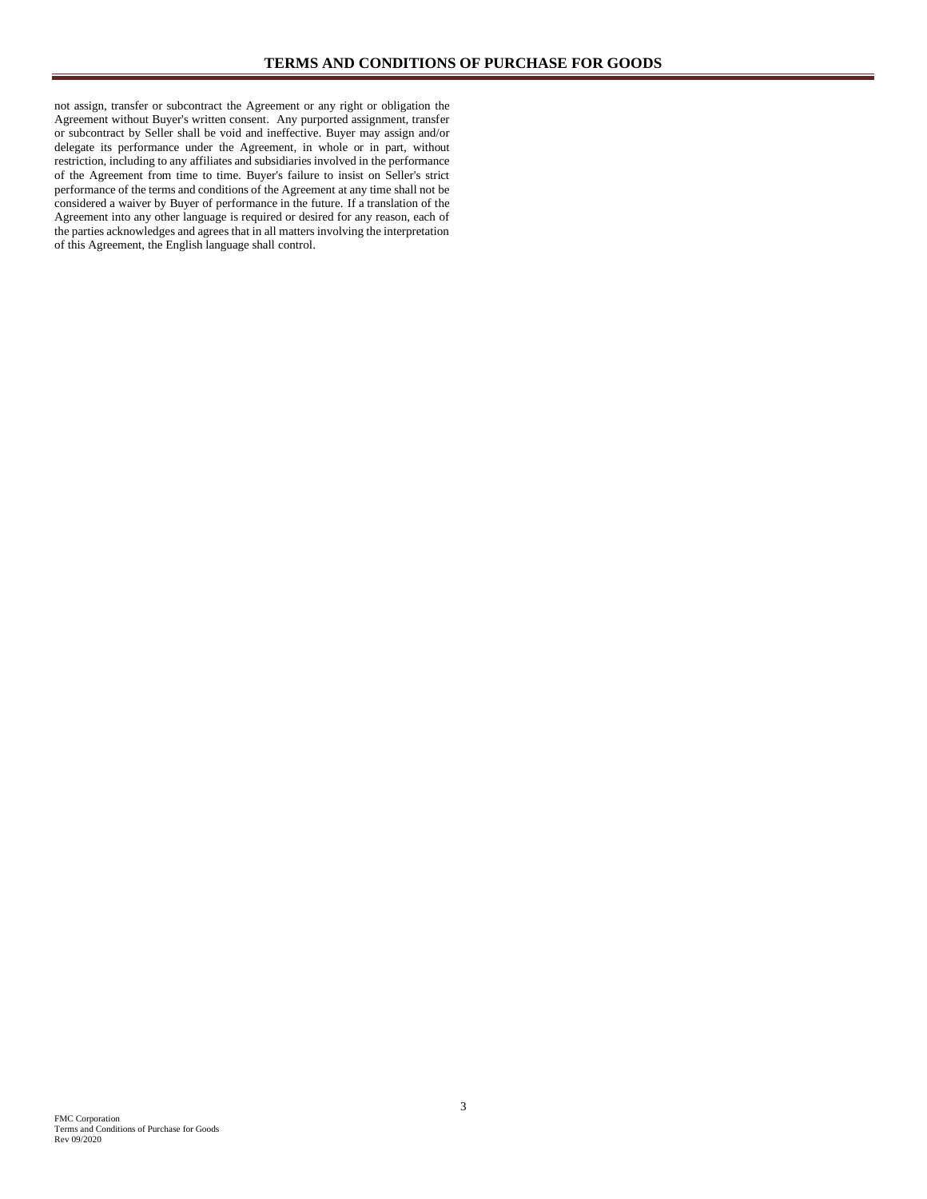not assign, transfer or subcontract the Agreement or any right or obligation the Agreement without Buyer's written consent. Any purported assignment, transfer or subcontract by Seller shall be void and ineffective. Buyer may assign and/or delegate its performance under the Agreement, in whole or in part, without restriction, including to any affiliates and subsidiaries involved in the performance of the Agreement from time to time. Buyer's failure to insist on Seller's strict performance of the terms and conditions of the Agreement at any time shall not be considered a waiver by Buyer of performance in the future. If a translation of the Agreement into any other language is required or desired for any reason, each of the parties acknowledges and agrees that in all matters involving the interpretation of this Agreement, the English language shall control.